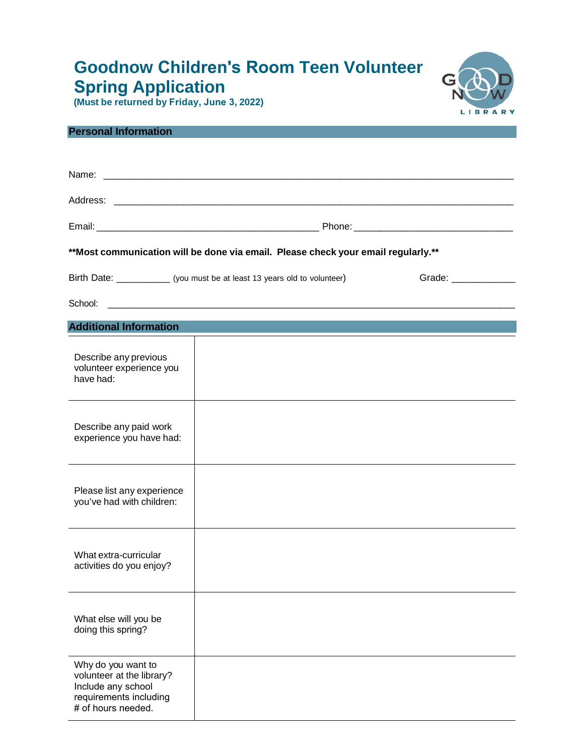# Goodnow Children's Room Teen Volunteer Spring Application

**(Must be returned by Friday, June 3, 2022)**

## Personal Information

Name: ______________________________________________________________________________

Address: ____________________________________________________________________________

Email: ________________________________________ Phone: ____________________________

**\*\*Most communication will be done via email. Please check your email regularly.\*\***

Birth Date: __________ (you must be at least 13 years old to volunteer) Grade: ____________

School: _____________________________________________________________________________

## Additional Information

| | |
|---|---|
| Describe any previous volunteer experience you have had: | |
| Describe any paid work experience you have had: | |
| Please list any experience you've had with children: | |
| What extra-curricular activities do you enjoy? | |
| What else will you be doing this spring? | |
| Why do you want to volunteer at the library? Include any school requirements including # of hours needed. | |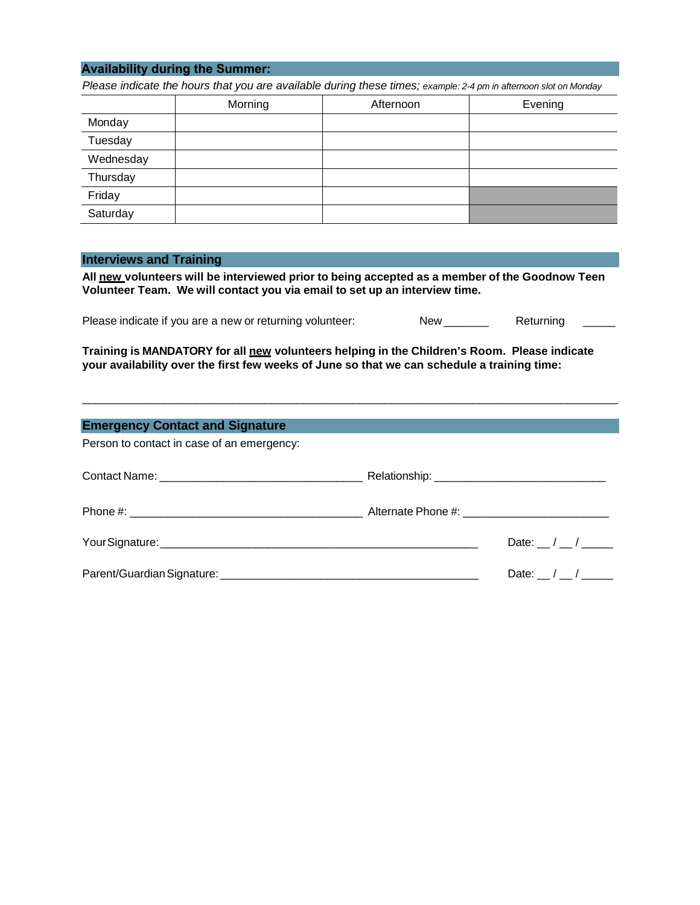## Availability during the Summer:

*Please indicate the hours that you are available during these times; example: 2-4 pm in afternoon slot on Monday*

| | Morning | Afternoon | Evening |
|---|---|---|---|
| Monday | | | |
| Tuesday | | | |
| Wednesday | | | |
| Thursday | | | |
| Friday | | | |
| Saturday | | | |

## Interviews and Training

**All new volunteers will be interviewed prior to being accepted as a member of the Goodnow Teen Volunteer Team. We will contact you via email to set up an interview time.**

Please indicate if you are a new or returning volunteer: New _______ Returning _____

**Training is MANDATORY for all new volunteers helping in the Children's Room. Please indicate your availability over the first few weeks of June so that we can schedule a training time:**

______________________________________________________________________________

## Emergency Contact and Signature

Person to contact in case of an emergency:

Contact Name: ________________________________ Relationship: ___________________________

Phone #: _____________________________________ Alternate Phone #: ______________________

Your Signature: ___________________________________________________ Date: __ / __ / _____

Parent/Guardian Signature: _________________________________________ Date: __ / __ / _____